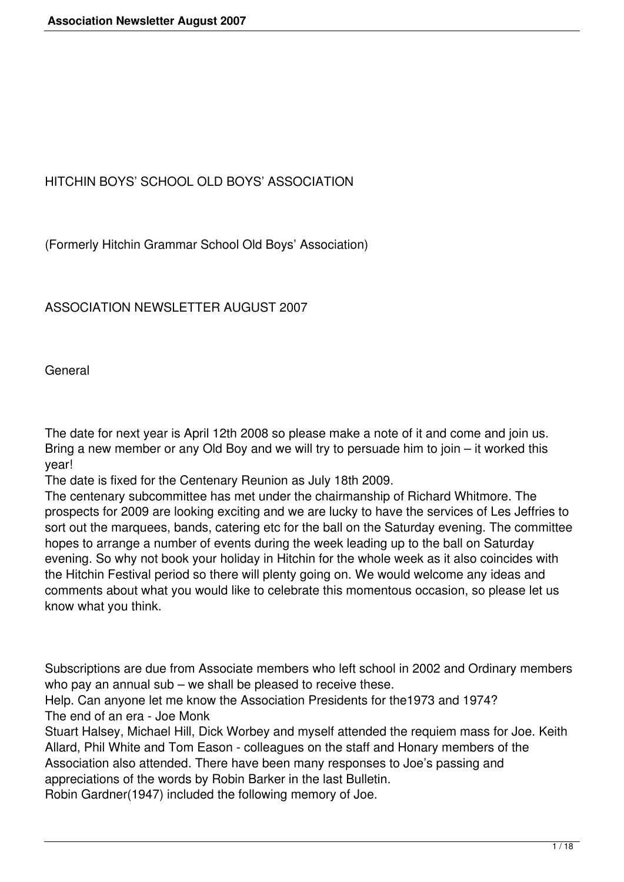# HITCHIN BOYS' SCHOOL OLD BOYS' ASSOCIATION

(Formerly Hitchin Grammar School Old Boys' Association)

## ASSOCIATION NEWSLETTER AUGUST 2007

### General

The date for next year is April 12th 2008 so please make a note of it and come and join us. Bring a new member or any Old Boy and we will try to persuade him to join – it worked this year!

The date is fixed for the Centenary Reunion as July 18th 2009.

The centenary subcommittee has met under the chairmanship of Richard Whitmore. The prospects for 2009 are looking exciting and we are lucky to have the services of Les Jeffries to sort out the marquees, bands, catering etc for the ball on the Saturday evening. The committee hopes to arrange a number of events during the week leading up to the ball on Saturday evening. So why not book your holiday in Hitchin for the whole week as it also coincides with the Hitchin Festival period so there will plenty going on. We would welcome any ideas and comments about what you would like to celebrate this momentous occasion, so please let us know what you think.

Subscriptions are due from Associate members who left school in 2002 and Ordinary members who pay an annual sub – we shall be pleased to receive these.

Help. Can anyone let me know the Association Presidents for the1973 and 1974?

The end of an era - Joe Monk

Stuart Halsey, Michael Hill, Dick Worbey and myself attended the requiem mass for Joe. Keith Allard, Phil White and Tom Eason - colleagues on the staff and Honary members of the Association also attended. There have been many responses to Joe's passing and appreciations of the words by Robin Barker in the last Bulletin.

Robin Gardner(1947) included the following memory of Joe.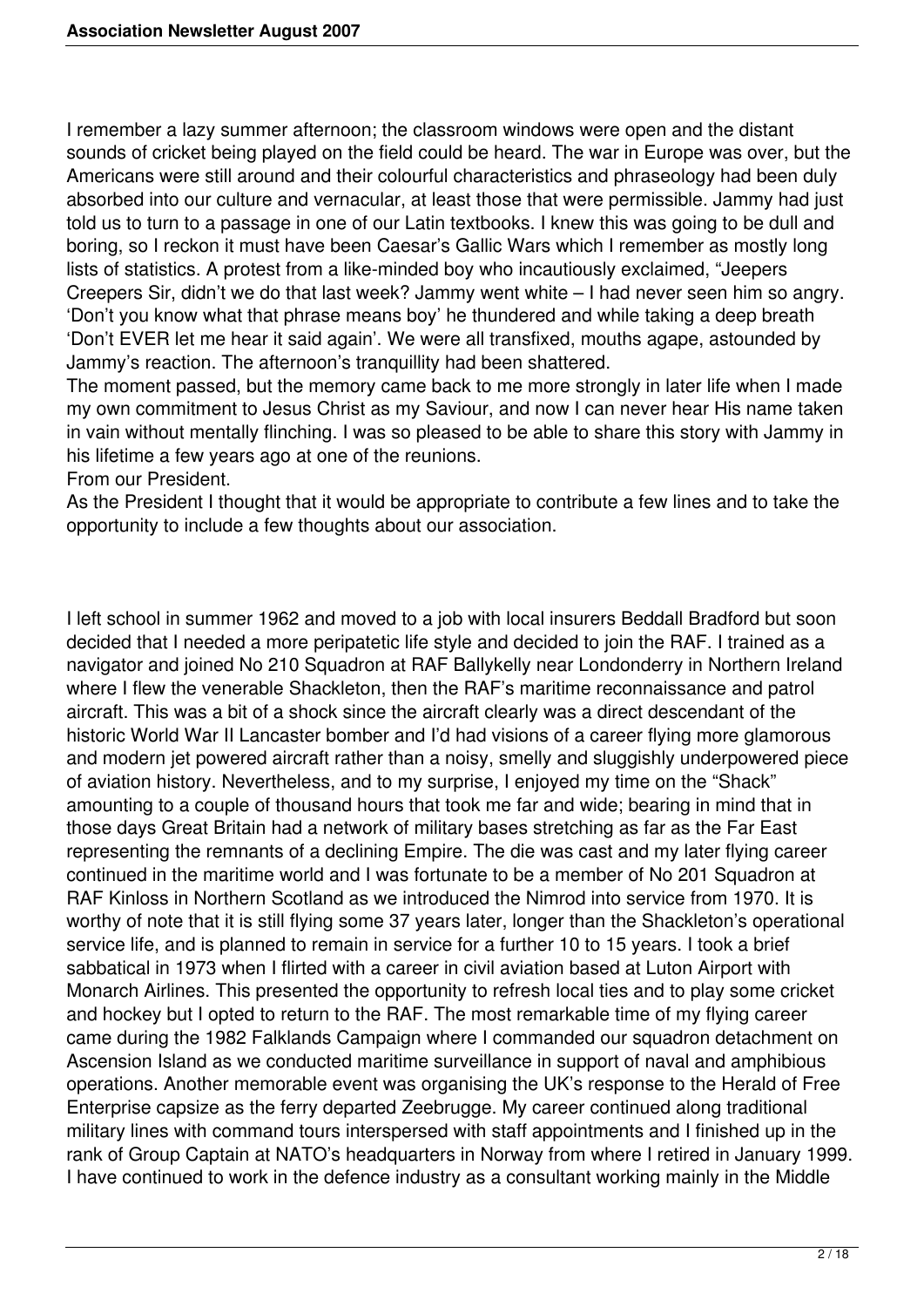I remember a lazy summer afternoon; the classroom windows were open and the distant sounds of cricket being played on the field could be heard. The war in Europe was over, but the Americans were still around and their colourful characteristics and phraseology had been duly absorbed into our culture and vernacular, at least those that were permissible. Jammy had just told us to turn to a passage in one of our Latin textbooks. I knew this was going to be dull and boring, so I reckon it must have been Caesar's Gallic Wars which I remember as mostly long lists of statistics. A protest from a like-minded boy who incautiously exclaimed, "Jeepers Creepers Sir, didn't we do that last week? Jammy went white – I had never seen him so angry. 'Don't you know what that phrase means boy' he thundered and while taking a deep breath 'Don't EVER let me hear it said again'. We were all transfixed, mouths agape, astounded by Jammy's reaction. The afternoon's tranquillity had been shattered.

The moment passed, but the memory came back to me more strongly in later life when I made my own commitment to Jesus Christ as my Saviour, and now I can never hear His name taken in vain without mentally flinching. I was so pleased to be able to share this story with Jammy in his lifetime a few years ago at one of the reunions.

From our President.

As the President I thought that it would be appropriate to contribute a few lines and to take the opportunity to include a few thoughts about our association.

I left school in summer 1962 and moved to a job with local insurers Beddall Bradford but soon decided that I needed a more peripatetic life style and decided to join the RAF. I trained as a navigator and joined No 210 Squadron at RAF Ballykelly near Londonderry in Northern Ireland where I flew the venerable Shackleton, then the RAF's maritime reconnaissance and patrol aircraft. This was a bit of a shock since the aircraft clearly was a direct descendant of the historic World War II Lancaster bomber and I'd had visions of a career flying more glamorous and modern jet powered aircraft rather than a noisy, smelly and sluggishly underpowered piece of aviation history. Nevertheless, and to my surprise, I enjoyed my time on the "Shack" amounting to a couple of thousand hours that took me far and wide; bearing in mind that in those days Great Britain had a network of military bases stretching as far as the Far East representing the remnants of a declining Empire. The die was cast and my later flying career continued in the maritime world and I was fortunate to be a member of No 201 Squadron at RAF Kinloss in Northern Scotland as we introduced the Nimrod into service from 1970. It is worthy of note that it is still flying some 37 years later, longer than the Shackleton's operational service life, and is planned to remain in service for a further 10 to 15 years. I took a brief sabbatical in 1973 when I flirted with a career in civil aviation based at Luton Airport with Monarch Airlines. This presented the opportunity to refresh local ties and to play some cricket and hockey but I opted to return to the RAF. The most remarkable time of my flying career came during the 1982 Falklands Campaign where I commanded our squadron detachment on Ascension Island as we conducted maritime surveillance in support of naval and amphibious operations. Another memorable event was organising the UK's response to the Herald of Free Enterprise capsize as the ferry departed Zeebrugge. My career continued along traditional military lines with command tours interspersed with staff appointments and I finished up in the rank of Group Captain at NATO's headquarters in Norway from where I retired in January 1999. I have continued to work in the defence industry as a consultant working mainly in the Middle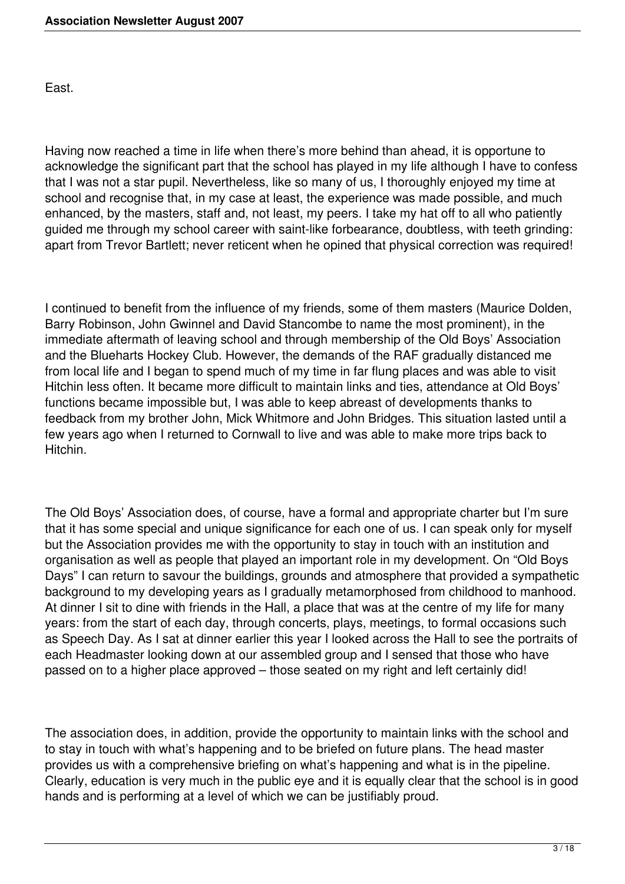East.

Having now reached a time in life when there's more behind than ahead, it is opportune to acknowledge the significant part that the school has played in my life although I have to confess that I was not a star pupil. Nevertheless, like so many of us, I thoroughly enjoyed my time at school and recognise that, in my case at least, the experience was made possible, and much enhanced, by the masters, staff and, not least, my peers. I take my hat off to all who patiently guided me through my school career with saint-like forbearance, doubtless, with teeth grinding: apart from Trevor Bartlett; never reticent when he opined that physical correction was required!

I continued to benefit from the influence of my friends, some of them masters (Maurice Dolden, Barry Robinson, John Gwinnel and David Stancombe to name the most prominent), in the immediate aftermath of leaving school and through membership of the Old Boys' Association and the Blueharts Hockey Club. However, the demands of the RAF gradually distanced me from local life and I began to spend much of my time in far flung places and was able to visit Hitchin less often. It became more difficult to maintain links and ties, attendance at Old Boys' functions became impossible but, I was able to keep abreast of developments thanks to feedback from my brother John, Mick Whitmore and John Bridges. This situation lasted until a few years ago when I returned to Cornwall to live and was able to make more trips back to Hitchin.

The Old Boys' Association does, of course, have a formal and appropriate charter but I'm sure that it has some special and unique significance for each one of us. I can speak only for myself but the Association provides me with the opportunity to stay in touch with an institution and organisation as well as people that played an important role in my development. On "Old Boys Days" I can return to savour the buildings, grounds and atmosphere that provided a sympathetic background to my developing years as I gradually metamorphosed from childhood to manhood. At dinner I sit to dine with friends in the Hall, a place that was at the centre of my life for many years: from the start of each day, through concerts, plays, meetings, to formal occasions such as Speech Day. As I sat at dinner earlier this year I looked across the Hall to see the portraits of each Headmaster looking down at our assembled group and I sensed that those who have passed on to a higher place approved – those seated on my right and left certainly did!

The association does, in addition, provide the opportunity to maintain links with the school and to stay in touch with what's happening and to be briefed on future plans. The head master provides us with a comprehensive briefing on what's happening and what is in the pipeline. Clearly, education is very much in the public eye and it is equally clear that the school is in good hands and is performing at a level of which we can be justifiably proud.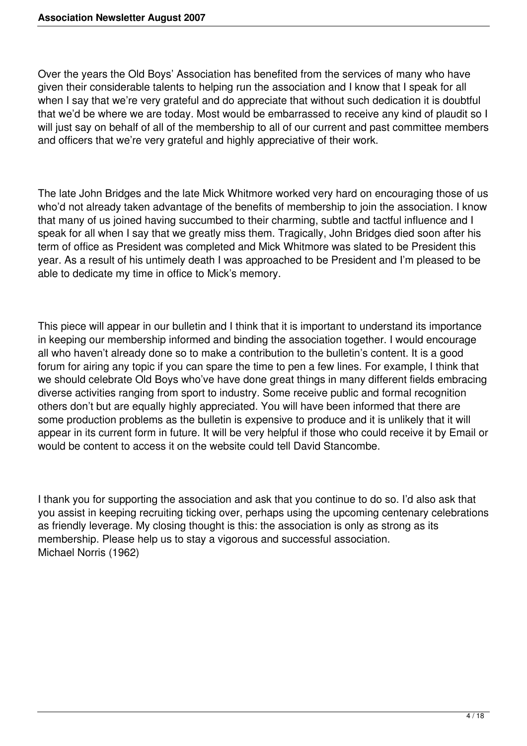Over the years the Old Boys' Association has benefited from the services of many who have given their considerable talents to helping run the association and I know that I speak for all when I say that we're very grateful and do appreciate that without such dedication it is doubtful that we'd be where we are today. Most would be embarrassed to receive any kind of plaudit so I will just say on behalf of all of the membership to all of our current and past committee members and officers that we're very grateful and highly appreciative of their work.

The late John Bridges and the late Mick Whitmore worked very hard on encouraging those of us who'd not already taken advantage of the benefits of membership to join the association. I know that many of us joined having succumbed to their charming, subtle and tactful influence and I speak for all when I say that we greatly miss them. Tragically, John Bridges died soon after his term of office as President was completed and Mick Whitmore was slated to be President this year. As a result of his untimely death I was approached to be President and I'm pleased to be able to dedicate my time in office to Mick's memory.

This piece will appear in our bulletin and I think that it is important to understand its importance in keeping our membership informed and binding the association together. I would encourage all who haven't already done so to make a contribution to the bulletin's content. It is a good forum for airing any topic if you can spare the time to pen a few lines. For example, I think that we should celebrate Old Boys who've have done great things in many different fields embracing diverse activities ranging from sport to industry. Some receive public and formal recognition others don't but are equally highly appreciated. You will have been informed that there are some production problems as the bulletin is expensive to produce and it is unlikely that it will appear in its current form in future. It will be very helpful if those who could receive it by Email or would be content to access it on the website could tell David Stancombe.

I thank you for supporting the association and ask that you continue to do so. I'd also ask that you assist in keeping recruiting ticking over, perhaps using the upcoming centenary celebrations as friendly leverage. My closing thought is this: the association is only as strong as its membership. Please help us to stay a vigorous and successful association.
Michael Norris (1962)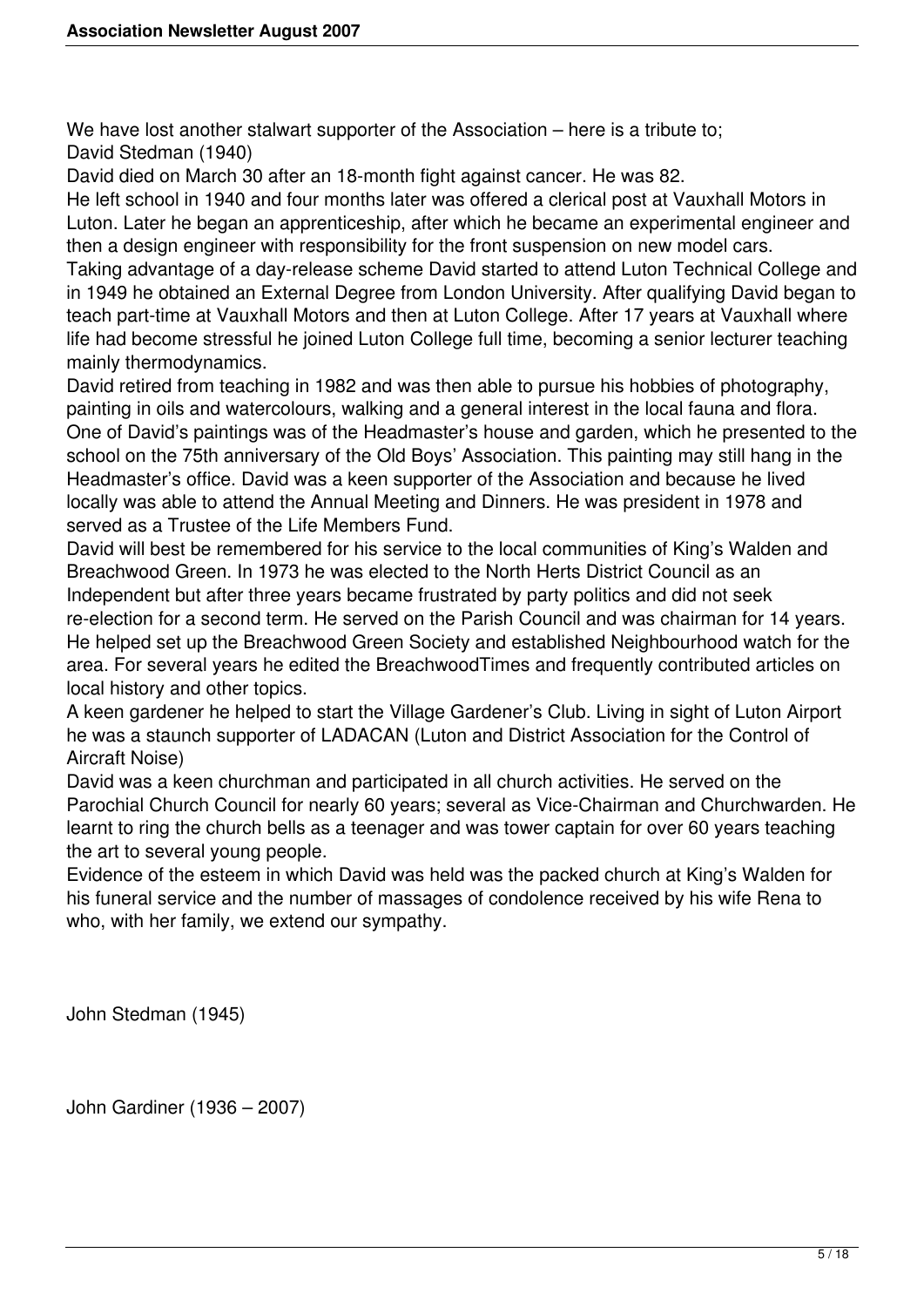We have lost another stalwart supporter of the Association – here is a tribute to;
David Stedman (1940)

David died on March 30 after an 18-month fight against cancer. He was 82.

He left school in 1940 and four months later was offered a clerical post at Vauxhall Motors in Luton. Later he began an apprenticeship, after which he became an experimental engineer and then a design engineer with responsibility for the front suspension on new model cars.

Taking advantage of a day-release scheme David started to attend Luton Technical College and in 1949 he obtained an External Degree from London University. After qualifying David began to teach part-time at Vauxhall Motors and then at Luton College. After 17 years at Vauxhall where life had become stressful he joined Luton College full time, becoming a senior lecturer teaching mainly thermodynamics.

David retired from teaching in 1982 and was then able to pursue his hobbies of photography, painting in oils and watercolours, walking and a general interest in the local fauna and flora. One of David's paintings was of the Headmaster's house and garden, which he presented to the school on the 75th anniversary of the Old Boys' Association. This painting may still hang in the Headmaster's office. David was a keen supporter of the Association and because he lived locally was able to attend the Annual Meeting and Dinners. He was president in 1978 and served as a Trustee of the Life Members Fund.

David will best be remembered for his service to the local communities of King's Walden and Breachwood Green. In 1973 he was elected to the North Herts District Council as an Independent but after three years became frustrated by party politics and did not seek re-election for a second term. He served on the Parish Council and was chairman for 14 years. He helped set up the Breachwood Green Society and established Neighbourhood watch for the area. For several years he edited the BreachwoodTimes and frequently contributed articles on local history and other topics.

A keen gardener he helped to start the Village Gardener's Club. Living in sight of Luton Airport he was a staunch supporter of LADACAN (Luton and District Association for the Control of Aircraft Noise)

David was a keen churchman and participated in all church activities. He served on the Parochial Church Council for nearly 60 years; several as Vice-Chairman and Churchwarden. He learnt to ring the church bells as a teenager and was tower captain for over 60 years teaching the art to several young people.

Evidence of the esteem in which David was held was the packed church at King's Walden for his funeral service and the number of massages of condolence received by his wife Rena to who, with her family, we extend our sympathy.

John Stedman (1945)

John Gardiner (1936 – 2007)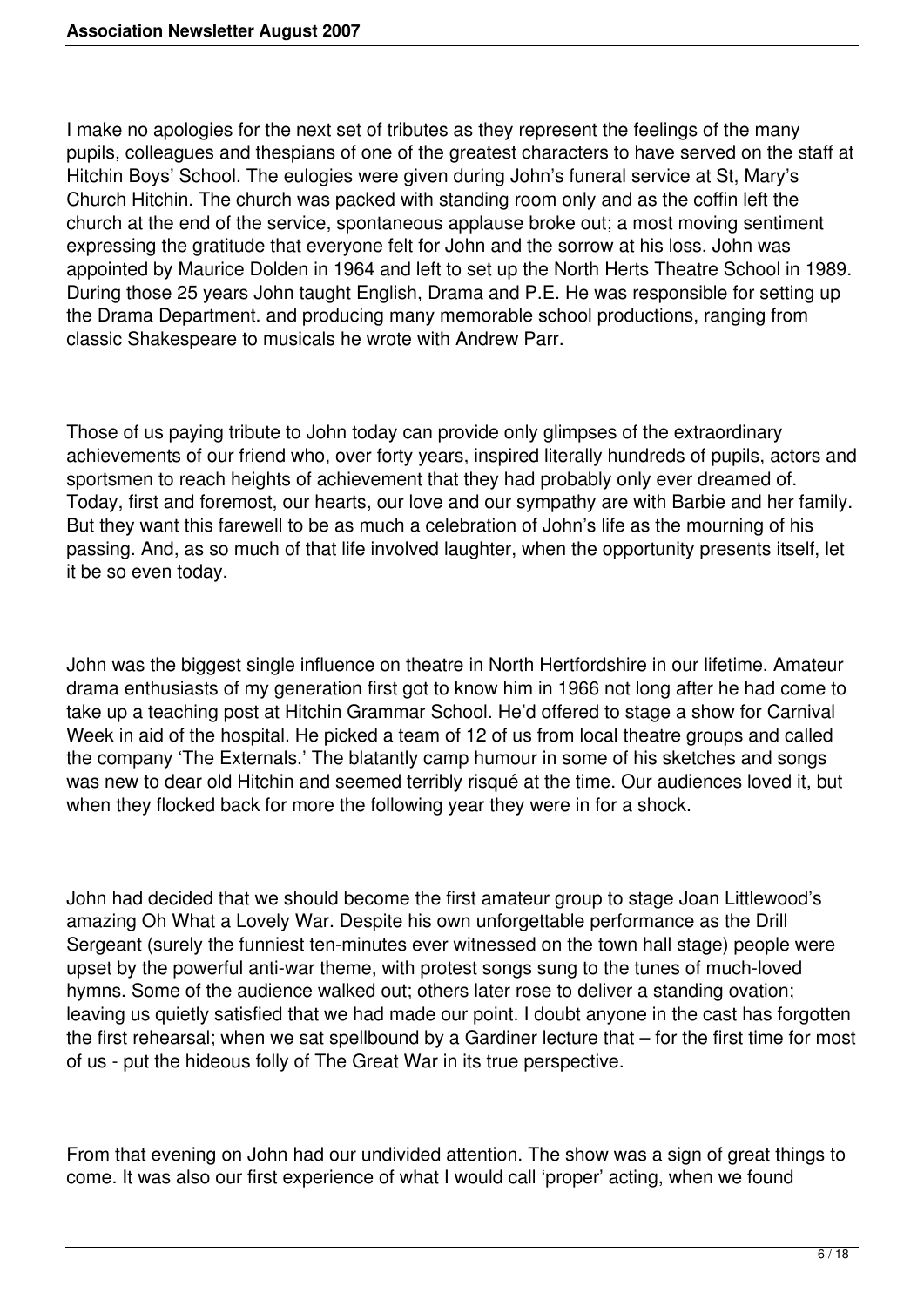I make no apologies for the next set of tributes as they represent the feelings of the many pupils, colleagues and thespians of one of the greatest characters to have served on the staff at Hitchin Boys' School. The eulogies were given during John's funeral service at St, Mary's Church Hitchin. The church was packed with standing room only and as the coffin left the church at the end of the service, spontaneous applause broke out; a most moving sentiment expressing the gratitude that everyone felt for John and the sorrow at his loss. John was appointed by Maurice Dolden in 1964 and left to set up the North Herts Theatre School in 1989. During those 25 years John taught English, Drama and P.E. He was responsible for setting up the Drama Department. and producing many memorable school productions, ranging from classic Shakespeare to musicals he wrote with Andrew Parr.

Those of us paying tribute to John today can provide only glimpses of the extraordinary achievements of our friend who, over forty years, inspired literally hundreds of pupils, actors and sportsmen to reach heights of achievement that they had probably only ever dreamed of. Today, first and foremost, our hearts, our love and our sympathy are with Barbie and her family. But they want this farewell to be as much a celebration of John's life as the mourning of his passing. And, as so much of that life involved laughter, when the opportunity presents itself, let it be so even today.

John was the biggest single influence on theatre in North Hertfordshire in our lifetime. Amateur drama enthusiasts of my generation first got to know him in 1966 not long after he had come to take up a teaching post at Hitchin Grammar School. He'd offered to stage a show for Carnival Week in aid of the hospital. He picked a team of 12 of us from local theatre groups and called the company 'The Externals.' The blatantly camp humour in some of his sketches and songs was new to dear old Hitchin and seemed terribly risqué at the time. Our audiences loved it, but when they flocked back for more the following year they were in for a shock.

John had decided that we should become the first amateur group to stage Joan Littlewood's amazing Oh What a Lovely War. Despite his own unforgettable performance as the Drill Sergeant (surely the funniest ten-minutes ever witnessed on the town hall stage) people were upset by the powerful anti-war theme, with protest songs sung to the tunes of much-loved hymns. Some of the audience walked out; others later rose to deliver a standing ovation; leaving us quietly satisfied that we had made our point. I doubt anyone in the cast has forgotten the first rehearsal; when we sat spellbound by a Gardiner lecture that – for the first time for most of us - put the hideous folly of The Great War in its true perspective.

From that evening on John had our undivided attention. The show was a sign of great things to come. It was also our first experience of what I would call 'proper' acting, when we found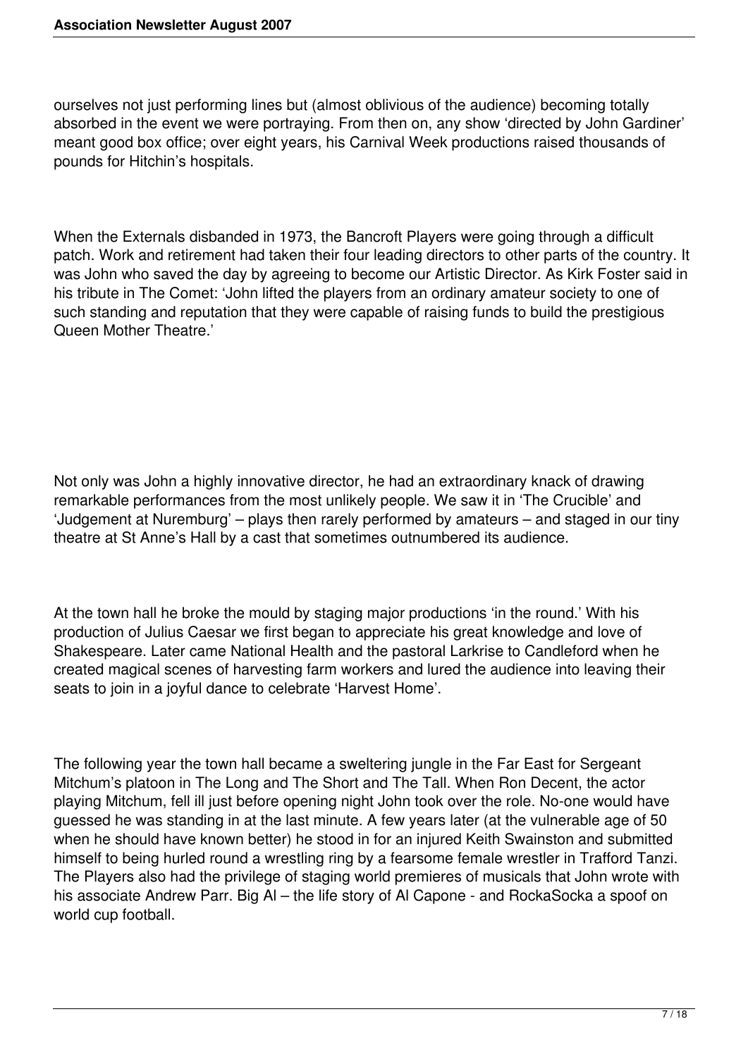ourselves not just performing lines but (almost oblivious of the audience) becoming totally absorbed in the event we were portraying. From then on, any show 'directed by John Gardiner' meant good box office; over eight years, his Carnival Week productions raised thousands of pounds for Hitchin's hospitals.

When the Externals disbanded in 1973, the Bancroft Players were going through a difficult patch. Work and retirement had taken their four leading directors to other parts of the country. It was John who saved the day by agreeing to become our Artistic Director. As Kirk Foster said in his tribute in The Comet: 'John lifted the players from an ordinary amateur society to one of such standing and reputation that they were capable of raising funds to build the prestigious Queen Mother Theatre.'

Not only was John a highly innovative director, he had an extraordinary knack of drawing remarkable performances from the most unlikely people. We saw it in 'The Crucible' and 'Judgement at Nuremburg' – plays then rarely performed by amateurs – and staged in our tiny theatre at St Anne's Hall by a cast that sometimes outnumbered its audience.

At the town hall he broke the mould by staging major productions 'in the round.' With his production of Julius Caesar we first began to appreciate his great knowledge and love of Shakespeare. Later came National Health and the pastoral Larkrise to Candleford when he created magical scenes of harvesting farm workers and lured the audience into leaving their seats to join in a joyful dance to celebrate 'Harvest Home'.

The following year the town hall became a sweltering jungle in the Far East for Sergeant Mitchum's platoon in The Long and The Short and The Tall. When Ron Decent, the actor playing Mitchum, fell ill just before opening night John took over the role. No-one would have guessed he was standing in at the last minute. A few years later (at the vulnerable age of 50 when he should have known better) he stood in for an injured Keith Swainston and submitted himself to being hurled round a wrestling ring by a fearsome female wrestler in Trafford Tanzi. The Players also had the privilege of staging world premieres of musicals that John wrote with his associate Andrew Parr. Big Al – the life story of Al Capone - and RockaSocka a spoof on world cup football.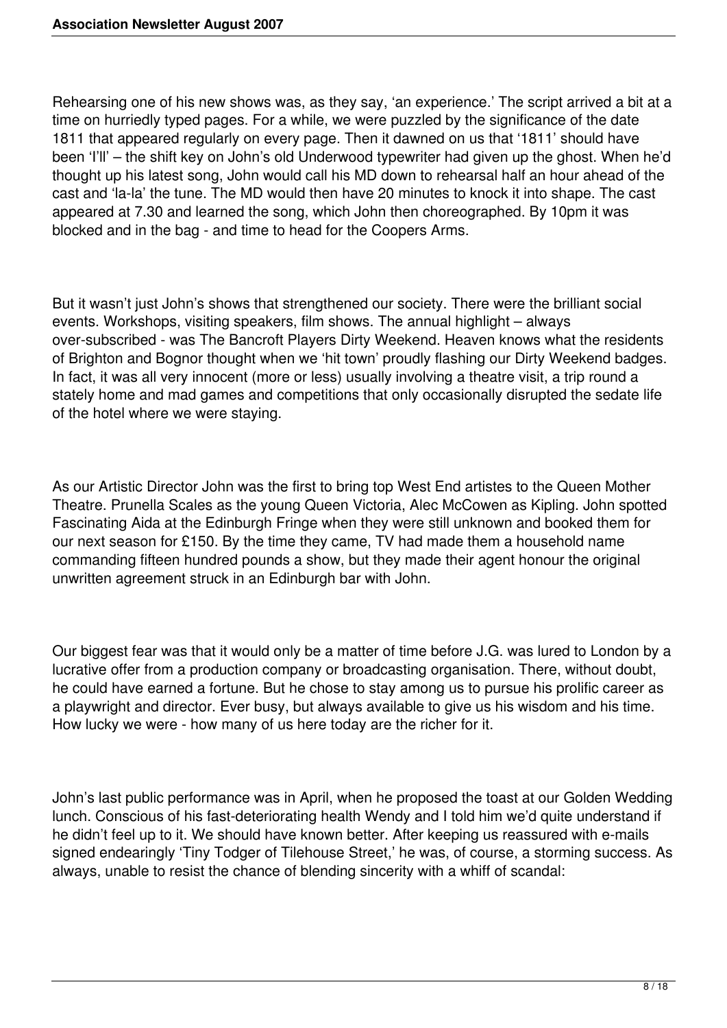Rehearsing one of his new shows was, as they say, 'an experience.' The script arrived a bit at a time on hurriedly typed pages. For a while, we were puzzled by the significance of the date 1811 that appeared regularly on every page. Then it dawned on us that '1811' should have been 'I'll' – the shift key on John's old Underwood typewriter had given up the ghost. When he'd thought up his latest song, John would call his MD down to rehearsal half an hour ahead of the cast and 'la-la' the tune. The MD would then have 20 minutes to knock it into shape. The cast appeared at 7.30 and learned the song, which John then choreographed. By 10pm it was blocked and in the bag - and time to head for the Coopers Arms.

But it wasn't just John's shows that strengthened our society. There were the brilliant social events. Workshops, visiting speakers, film shows. The annual highlight – always over-subscribed - was The Bancroft Players Dirty Weekend. Heaven knows what the residents of Brighton and Bognor thought when we 'hit town' proudly flashing our Dirty Weekend badges. In fact, it was all very innocent (more or less) usually involving a theatre visit, a trip round a stately home and mad games and competitions that only occasionally disrupted the sedate life of the hotel where we were staying.

As our Artistic Director John was the first to bring top West End artistes to the Queen Mother Theatre. Prunella Scales as the young Queen Victoria, Alec McCowen as Kipling. John spotted Fascinating Aida at the Edinburgh Fringe when they were still unknown and booked them for our next season for £150. By the time they came, TV had made them a household name commanding fifteen hundred pounds a show, but they made their agent honour the original unwritten agreement struck in an Edinburgh bar with John.

Our biggest fear was that it would only be a matter of time before J.G. was lured to London by a lucrative offer from a production company or broadcasting organisation. There, without doubt, he could have earned a fortune. But he chose to stay among us to pursue his prolific career as a playwright and director. Ever busy, but always available to give us his wisdom and his time. How lucky we were - how many of us here today are the richer for it.

John's last public performance was in April, when he proposed the toast at our Golden Wedding lunch. Conscious of his fast-deteriorating health Wendy and I told him we'd quite understand if he didn't feel up to it. We should have known better. After keeping us reassured with e-mails signed endearingly 'Tiny Todger of Tilehouse Street,' he was, of course, a storming success. As always, unable to resist the chance of blending sincerity with a whiff of scandal: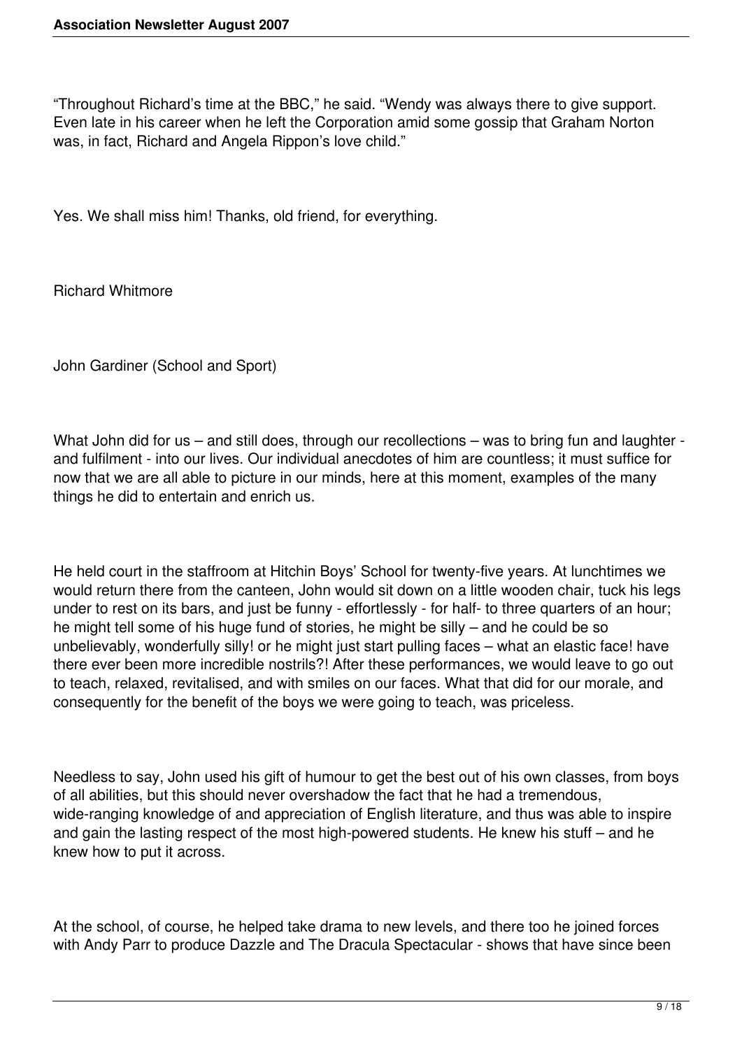"Throughout Richard's time at the BBC," he said. "Wendy was always there to give support. Even late in his career when he left the Corporation amid some gossip that Graham Norton was, in fact, Richard and Angela Rippon's love child."

Yes. We shall miss him! Thanks, old friend, for everything.

Richard Whitmore

John Gardiner (School and Sport)

What John did for us – and still does, through our recollections – was to bring fun and laughter - and fulfilment - into our lives. Our individual anecdotes of him are countless; it must suffice for now that we are all able to picture in our minds, here at this moment, examples of the many things he did to entertain and enrich us.

He held court in the staffroom at Hitchin Boys' School for twenty-five years. At lunchtimes we would return there from the canteen, John would sit down on a little wooden chair, tuck his legs under to rest on its bars, and just be funny - effortlessly - for half- to three quarters of an hour; he might tell some of his huge fund of stories, he might be silly – and he could be so unbelievably, wonderfully silly! or he might just start pulling faces – what an elastic face! have there ever been more incredible nostrils?! After these performances, we would leave to go out to teach, relaxed, revitalised, and with smiles on our faces. What that did for our morale, and consequently for the benefit of the boys we were going to teach, was priceless.

Needless to say, John used his gift of humour to get the best out of his own classes, from boys of all abilities, but this should never overshadow the fact that he had a tremendous, wide-ranging knowledge of and appreciation of English literature, and thus was able to inspire and gain the lasting respect of the most high-powered students. He knew his stuff – and he knew how to put it across.

At the school, of course, he helped take drama to new levels, and there too he joined forces with Andy Parr to produce Dazzle and The Dracula Spectacular - shows that have since been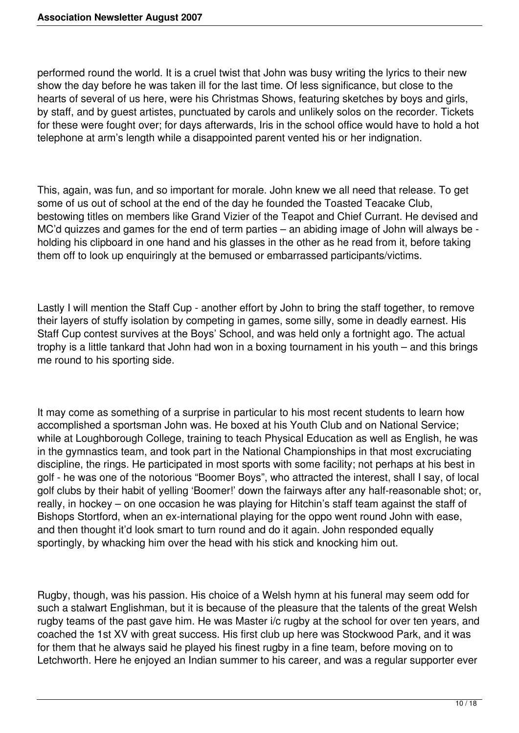performed round the world. It is a cruel twist that John was busy writing the lyrics to their new show the day before he was taken ill for the last time. Of less significance, but close to the hearts of several of us here, were his Christmas Shows, featuring sketches by boys and girls, by staff, and by guest artistes, punctuated by carols and unlikely solos on the recorder. Tickets for these were fought over; for days afterwards, Iris in the school office would have to hold a hot telephone at arm's length while a disappointed parent vented his or her indignation.

This, again, was fun, and so important for morale. John knew we all need that release. To get some of us out of school at the end of the day he founded the Toasted Teacake Club, bestowing titles on members like Grand Vizier of the Teapot and Chief Currant. He devised and MC'd quizzes and games for the end of term parties – an abiding image of John will always be - holding his clipboard in one hand and his glasses in the other as he read from it, before taking them off to look up enquiringly at the bemused or embarrassed participants/victims.

Lastly I will mention the Staff Cup - another effort by John to bring the staff together, to remove their layers of stuffy isolation by competing in games, some silly, some in deadly earnest. His Staff Cup contest survives at the Boys' School, and was held only a fortnight ago. The actual trophy is a little tankard that John had won in a boxing tournament in his youth – and this brings me round to his sporting side.

It may come as something of a surprise in particular to his most recent students to learn how accomplished a sportsman John was. He boxed at his Youth Club and on National Service; while at Loughborough College, training to teach Physical Education as well as English, he was in the gymnastics team, and took part in the National Championships in that most excruciating discipline, the rings. He participated in most sports with some facility; not perhaps at his best in golf - he was one of the notorious "Boomer Boys", who attracted the interest, shall I say, of local golf clubs by their habit of yelling 'Boomer!' down the fairways after any half-reasonable shot; or, really, in hockey – on one occasion he was playing for Hitchin's staff team against the staff of Bishops Stortford, when an ex-international playing for the oppo went round John with ease, and then thought it'd look smart to turn round and do it again. John responded equally sportingly, by whacking him over the head with his stick and knocking him out.

Rugby, though, was his passion. His choice of a Welsh hymn at his funeral may seem odd for such a stalwart Englishman, but it is because of the pleasure that the talents of the great Welsh rugby teams of the past gave him. He was Master i/c rugby at the school for over ten years, and coached the 1st XV with great success. His first club up here was Stockwood Park, and it was for them that he always said he played his finest rugby in a fine team, before moving on to Letchworth. Here he enjoyed an Indian summer to his career, and was a regular supporter ever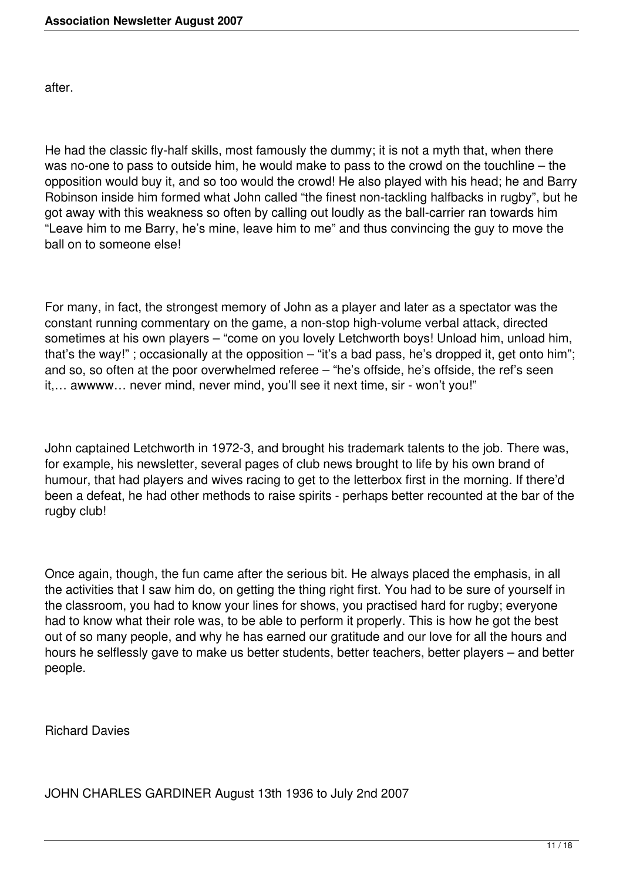after.

He had the classic fly-half skills, most famously the dummy; it is not a myth that, when there was no-one to pass to outside him, he would make to pass to the crowd on the touchline – the opposition would buy it, and so too would the crowd! He also played with his head; he and Barry Robinson inside him formed what John called "the finest non-tackling halfbacks in rugby", but he got away with this weakness so often by calling out loudly as the ball-carrier ran towards him "Leave him to me Barry, he's mine, leave him to me" and thus convincing the guy to move the ball on to someone else!

For many, in fact, the strongest memory of John as a player and later as a spectator was the constant running commentary on the game, a non-stop high-volume verbal attack, directed sometimes at his own players – "come on you lovely Letchworth boys! Unload him, unload him, that's the way!" ; occasionally at the opposition – "it's a bad pass, he's dropped it, get onto him"; and so, so often at the poor overwhelmed referee – "he's offside, he's offside, the ref's seen it,… awwww… never mind, never mind, you'll see it next time, sir - won't you!"

John captained Letchworth in 1972-3, and brought his trademark talents to the job. There was, for example, his newsletter, several pages of club news brought to life by his own brand of humour, that had players and wives racing to get to the letterbox first in the morning. If there'd been a defeat, he had other methods to raise spirits - perhaps better recounted at the bar of the rugby club!

Once again, though, the fun came after the serious bit. He always placed the emphasis, in all the activities that I saw him do, on getting the thing right first. You had to be sure of yourself in the classroom, you had to know your lines for shows, you practised hard for rugby; everyone had to know what their role was, to be able to perform it properly. This is how he got the best out of so many people, and why he has earned our gratitude and our love for all the hours and hours he selflessly gave to make us better students, better teachers, better players – and better people.

Richard Davies

JOHN CHARLES GARDINER August 13th 1936 to July 2nd 2007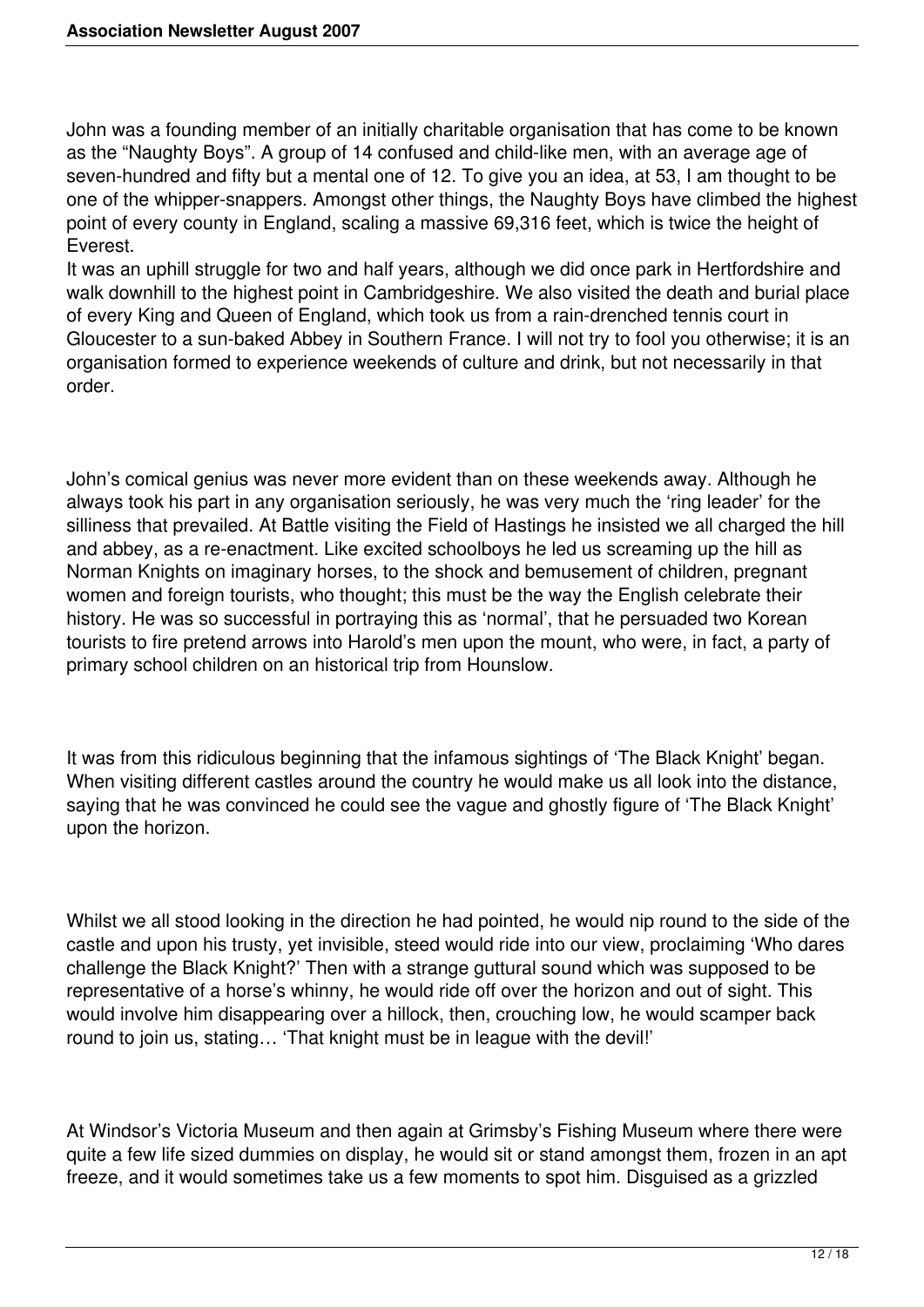John was a founding member of an initially charitable organisation that has come to be known as the "Naughty Boys". A group of 14 confused and child-like men, with an average age of seven-hundred and fifty but a mental one of 12. To give you an idea, at 53, I am thought to be one of the whipper-snappers. Amongst other things, the Naughty Boys have climbed the highest point of every county in England, scaling a massive 69,316 feet, which is twice the height of Everest.
It was an uphill struggle for two and half years, although we did once park in Hertfordshire and walk downhill to the highest point in Cambridgeshire. We also visited the death and burial place of every King and Queen of England, which took us from a rain-drenched tennis court in Gloucester to a sun-baked Abbey in Southern France. I will not try to fool you otherwise; it is an organisation formed to experience weekends of culture and drink, but not necessarily in that order.

John's comical genius was never more evident than on these weekends away. Although he always took his part in any organisation seriously, he was very much the 'ring leader' for the silliness that prevailed. At Battle visiting the Field of Hastings he insisted we all charged the hill and abbey, as a re-enactment. Like excited schoolboys he led us screaming up the hill as Norman Knights on imaginary horses, to the shock and bemusement of children, pregnant women and foreign tourists, who thought; this must be the way the English celebrate their history. He was so successful in portraying this as 'normal', that he persuaded two Korean tourists to fire pretend arrows into Harold's men upon the mount, who were, in fact, a party of primary school children on an historical trip from Hounslow.

It was from this ridiculous beginning that the infamous sightings of 'The Black Knight' began. When visiting different castles around the country he would make us all look into the distance, saying that he was convinced he could see the vague and ghostly figure of 'The Black Knight' upon the horizon.

Whilst we all stood looking in the direction he had pointed, he would nip round to the side of the castle and upon his trusty, yet invisible, steed would ride into our view, proclaiming 'Who dares challenge the Black Knight?' Then with a strange guttural sound which was supposed to be representative of a horse's whinny, he would ride off over the horizon and out of sight. This would involve him disappearing over a hillock, then, crouching low, he would scamper back round to join us, stating… 'That knight must be in league with the devil!'

At Windsor's Victoria Museum and then again at Grimsby's Fishing Museum where there were quite a few life sized dummies on display, he would sit or stand amongst them, frozen in an apt freeze, and it would sometimes take us a few moments to spot him. Disguised as a grizzled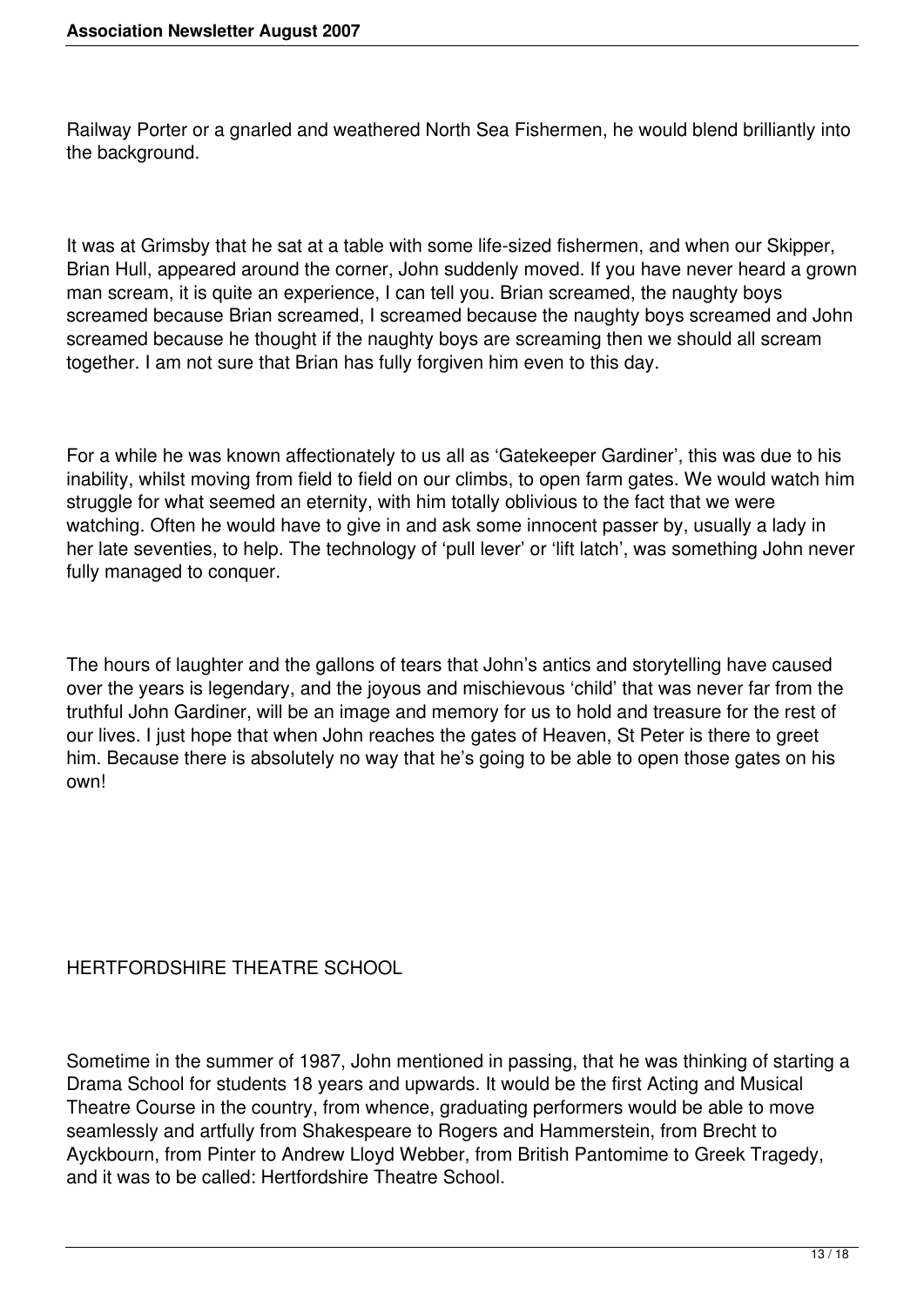Railway Porter or a gnarled and weathered North Sea Fishermen, he would blend brilliantly into the background.

It was at Grimsby that he sat at a table with some life-sized fishermen, and when our Skipper, Brian Hull, appeared around the corner, John suddenly moved. If you have never heard a grown man scream, it is quite an experience, I can tell you. Brian screamed, the naughty boys screamed because Brian screamed, I screamed because the naughty boys screamed and John screamed because he thought if the naughty boys are screaming then we should all scream together. I am not sure that Brian has fully forgiven him even to this day.

For a while he was known affectionately to us all as 'Gatekeeper Gardiner', this was due to his inability, whilst moving from field to field on our climbs, to open farm gates. We would watch him struggle for what seemed an eternity, with him totally oblivious to the fact that we were watching. Often he would have to give in and ask some innocent passer by, usually a lady in her late seventies, to help. The technology of 'pull lever' or 'lift latch', was something John never fully managed to conquer.

The hours of laughter and the gallons of tears that John's antics and storytelling have caused over the years is legendary, and the joyous and mischievous 'child' that was never far from the truthful John Gardiner, will be an image and memory for us to hold and treasure for the rest of our lives. I just hope that when John reaches the gates of Heaven, St Peter is there to greet him. Because there is absolutely no way that he's going to be able to open those gates on his own!

## HERTFORDSHIRE THEATRE SCHOOL

Sometime in the summer of 1987, John mentioned in passing, that he was thinking of starting a Drama School for students 18 years and upwards. It would be the first Acting and Musical Theatre Course in the country, from whence, graduating performers would be able to move seamlessly and artfully from Shakespeare to Rogers and Hammerstein, from Brecht to Ayckbourn, from Pinter to Andrew Lloyd Webber, from British Pantomime to Greek Tragedy, and it was to be called: Hertfordshire Theatre School.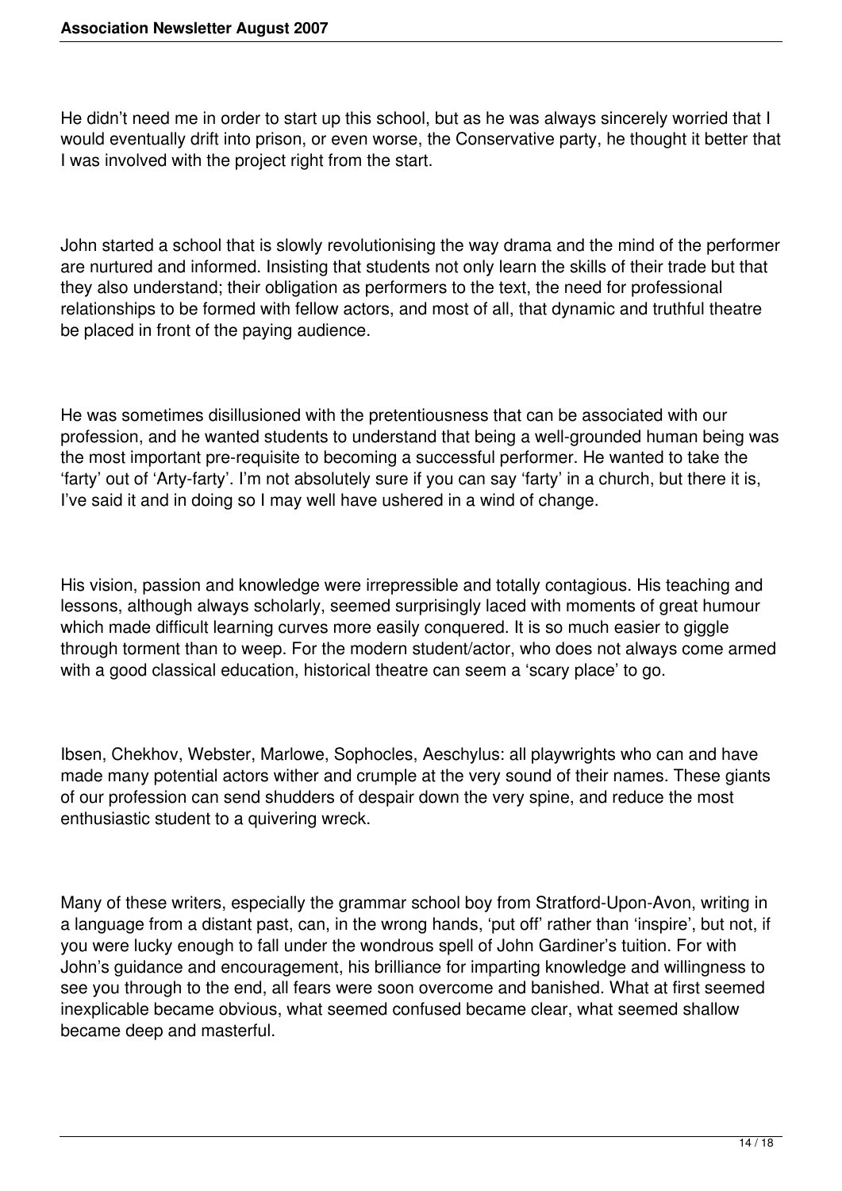He didn't need me in order to start up this school, but as he was always sincerely worried that I would eventually drift into prison, or even worse, the Conservative party, he thought it better that I was involved with the project right from the start.

John started a school that is slowly revolutionising the way drama and the mind of the performer are nurtured and informed. Insisting that students not only learn the skills of their trade but that they also understand; their obligation as performers to the text, the need for professional relationships to be formed with fellow actors, and most of all, that dynamic and truthful theatre be placed in front of the paying audience.

He was sometimes disillusioned with the pretentiousness that can be associated with our profession, and he wanted students to understand that being a well-grounded human being was the most important pre-requisite to becoming a successful performer. He wanted to take the 'farty' out of 'Arty-farty'. I'm not absolutely sure if you can say 'farty' in a church, but there it is, I've said it and in doing so I may well have ushered in a wind of change.

His vision, passion and knowledge were irrepressible and totally contagious. His teaching and lessons, although always scholarly, seemed surprisingly laced with moments of great humour which made difficult learning curves more easily conquered. It is so much easier to giggle through torment than to weep. For the modern student/actor, who does not always come armed with a good classical education, historical theatre can seem a 'scary place' to go.

Ibsen, Chekhov, Webster, Marlowe, Sophocles, Aeschylus: all playwrights who can and have made many potential actors wither and crumple at the very sound of their names. These giants of our profession can send shudders of despair down the very spine, and reduce the most enthusiastic student to a quivering wreck.

Many of these writers, especially the grammar school boy from Stratford-Upon-Avon, writing in a language from a distant past, can, in the wrong hands, 'put off' rather than 'inspire', but not, if you were lucky enough to fall under the wondrous spell of John Gardiner's tuition. For with John's guidance and encouragement, his brilliance for imparting knowledge and willingness to see you through to the end, all fears were soon overcome and banished. What at first seemed inexplicable became obvious, what seemed confused became clear, what seemed shallow became deep and masterful.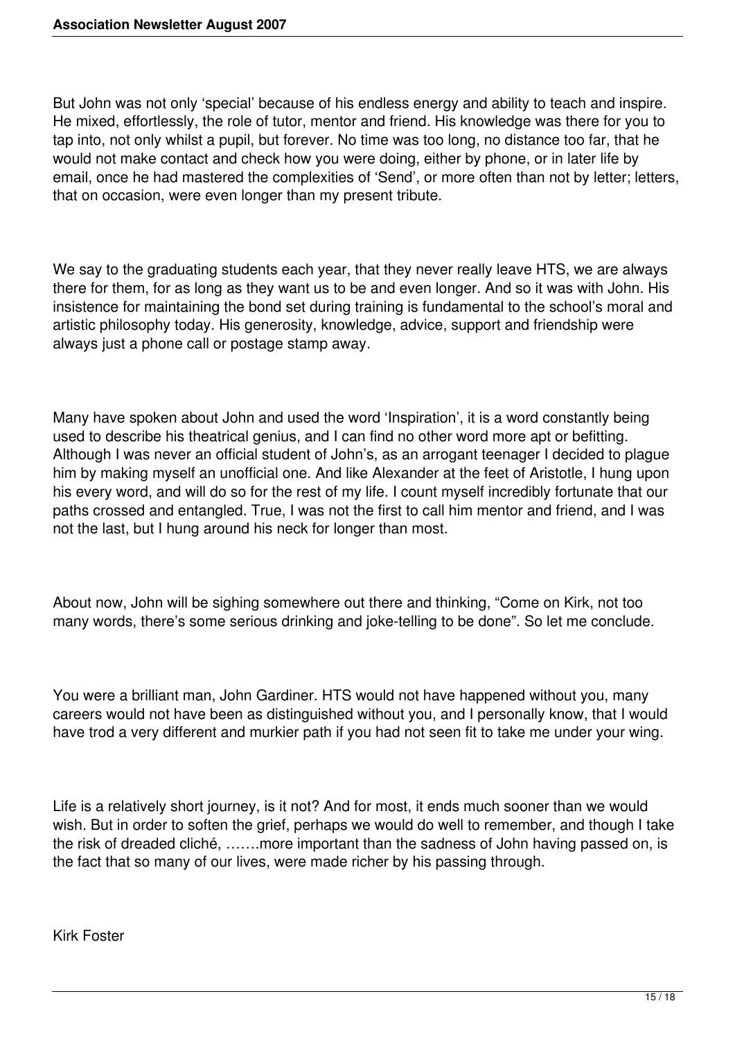But John was not only ‘special’ because of his endless energy and ability to teach and inspire. He mixed, effortlessly, the role of tutor, mentor and friend. His knowledge was there for you to tap into, not only whilst a pupil, but forever. No time was too long, no distance too far, that he would not make contact and check how you were doing, either by phone, or in later life by email, once he had mastered the complexities of ‘Send’, or more often than not by letter; letters, that on occasion, were even longer than my present tribute.

We say to the graduating students each year, that they never really leave HTS, we are always there for them, for as long as they want us to be and even longer. And so it was with John. His insistence for maintaining the bond set during training is fundamental to the school’s moral and artistic philosophy today. His generosity, knowledge, advice, support and friendship were always just a phone call or postage stamp away.

Many have spoken about John and used the word ‘Inspiration’, it is a word constantly being used to describe his theatrical genius, and I can find no other word more apt or befitting. Although I was never an official student of John’s, as an arrogant teenager I decided to plague him by making myself an unofficial one. And like Alexander at the feet of Aristotle, I hung upon his every word, and will do so for the rest of my life. I count myself incredibly fortunate that our paths crossed and entangled. True, I was not the first to call him mentor and friend, and I was not the last, but I hung around his neck for longer than most.

About now, John will be sighing somewhere out there and thinking, “Come on Kirk, not too many words, there’s some serious drinking and joke-telling to be done”. So let me conclude.

You were a brilliant man, John Gardiner. HTS would not have happened without you, many careers would not have been as distinguished without you, and I personally know, that I would have trod a very different and murkier path if you had not seen fit to take me under your wing.

Life is a relatively short journey, is it not? And for most, it ends much sooner than we would wish. But in order to soften the grief, perhaps we would do well to remember, and though I take the risk of dreaded cliché, …….more important than the sadness of John having passed on, is the fact that so many of our lives, were made richer by his passing through.

Kirk Foster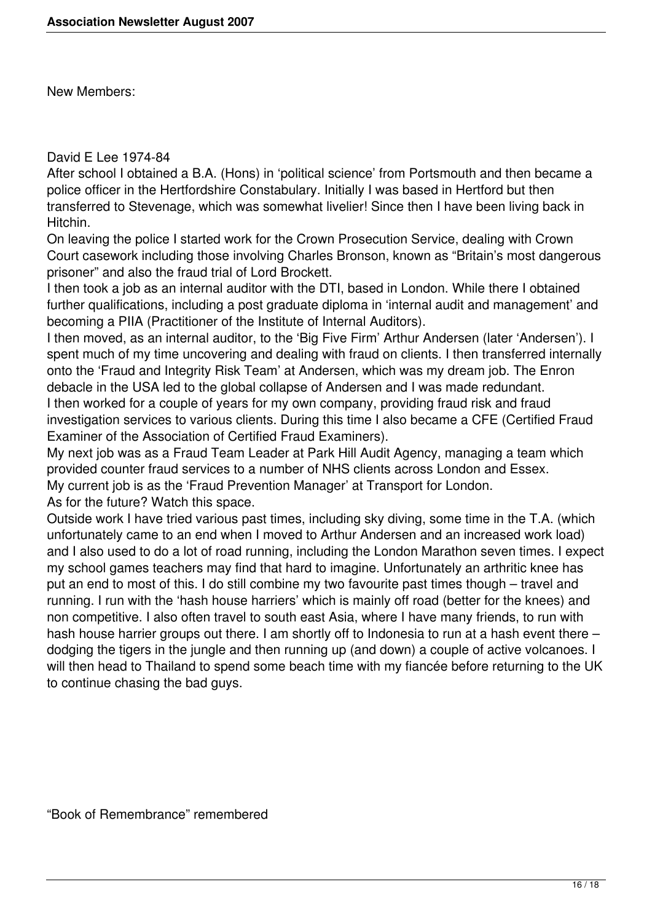New Members:

David E Lee 1974-84

After school I obtained a B.A. (Hons) in 'political science' from Portsmouth and then became a police officer in the Hertfordshire Constabulary. Initially I was based in Hertford but then transferred to Stevenage, which was somewhat livelier! Since then I have been living back in Hitchin.

On leaving the police I started work for the Crown Prosecution Service, dealing with Crown Court casework including those involving Charles Bronson, known as "Britain's most dangerous prisoner" and also the fraud trial of Lord Brockett.

I then took a job as an internal auditor with the DTI, based in London. While there I obtained further qualifications, including a post graduate diploma in 'internal audit and management' and becoming a PIIA (Practitioner of the Institute of Internal Auditors).

I then moved, as an internal auditor, to the 'Big Five Firm' Arthur Andersen (later 'Andersen'). I spent much of my time uncovering and dealing with fraud on clients. I then transferred internally onto the 'Fraud and Integrity Risk Team' at Andersen, which was my dream job. The Enron debacle in the USA led to the global collapse of Andersen and I was made redundant.

I then worked for a couple of years for my own company, providing fraud risk and fraud investigation services to various clients. During this time I also became a CFE (Certified Fraud Examiner of the Association of Certified Fraud Examiners).

My next job was as a Fraud Team Leader at Park Hill Audit Agency, managing a team which provided counter fraud services to a number of NHS clients across London and Essex.

My current job is as the 'Fraud Prevention Manager' at Transport for London.

As for the future? Watch this space.

Outside work I have tried various past times, including sky diving, some time in the T.A. (which unfortunately came to an end when I moved to Arthur Andersen and an increased work load) and I also used to do a lot of road running, including the London Marathon seven times. I expect my school games teachers may find that hard to imagine. Unfortunately an arthritic knee has put an end to most of this. I do still combine my two favourite past times though – travel and running. I run with the 'hash house harriers' which is mainly off road (better for the knees) and non competitive. I also often travel to south east Asia, where I have many friends, to run with hash house harrier groups out there. I am shortly off to Indonesia to run at a hash event there – dodging the tigers in the jungle and then running up (and down) a couple of active volcanoes. I will then head to Thailand to spend some beach time with my fiancée before returning to the UK to continue chasing the bad guys.

"Book of Remembrance" remembered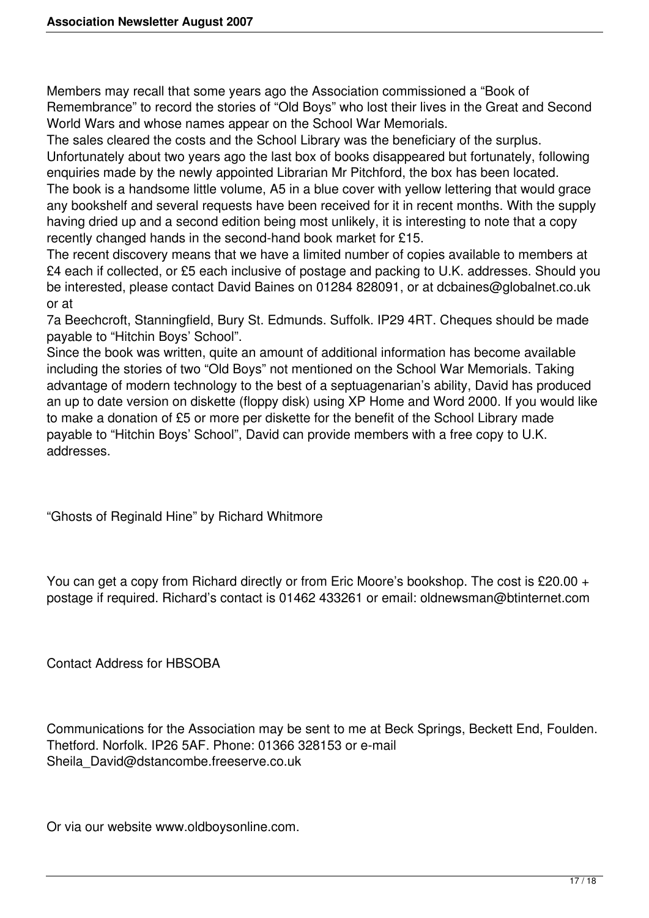Members may recall that some years ago the Association commissioned a "Book of Remembrance" to record the stories of "Old Boys" who lost their lives in the Great and Second World Wars and whose names appear on the School War Memorials.

The sales cleared the costs and the School Library was the beneficiary of the surplus.

Unfortunately about two years ago the last box of books disappeared but fortunately, following enquiries made by the newly appointed Librarian Mr Pitchford, the box has been located.

The book is a handsome little volume, A5 in a blue cover with yellow lettering that would grace any bookshelf and several requests have been received for it in recent months. With the supply having dried up and a second edition being most unlikely, it is interesting to note that a copy recently changed hands in the second-hand book market for £15.

The recent discovery means that we have a limited number of copies available to members at £4 each if collected, or £5 each inclusive of postage and packing to U.K. addresses. Should you be interested, please contact David Baines on 01284 828091, or at dcbaines@globalnet.co.uk or at

7a Beechcroft, Stanningfield, Bury St. Edmunds. Suffolk. IP29 4RT. Cheques should be made payable to "Hitchin Boys' School".

Since the book was written, quite an amount of additional information has become available including the stories of two "Old Boys" not mentioned on the School War Memorials. Taking advantage of modern technology to the best of a septuagenarian's ability, David has produced an up to date version on diskette (floppy disk) using XP Home and Word 2000. If you would like to make a donation of £5 or more per diskette for the benefit of the School Library made payable to "Hitchin Boys' School", David can provide members with a free copy to U.K. addresses.

"Ghosts of Reginald Hine" by Richard Whitmore

You can get a copy from Richard directly or from Eric Moore's bookshop. The cost is £20.00 + postage if required. Richard's contact is 01462 433261 or email: oldnewsman@btinternet.com

Contact Address for HBSOBA

Communications for the Association may be sent to me at Beck Springs, Beckett End, Foulden. Thetford. Norfolk. IP26 5AF. Phone: 01366 328153 or e-mail Sheila_David@dstancombe.freeserve.co.uk

Or via our website www.oldboysonline.com.